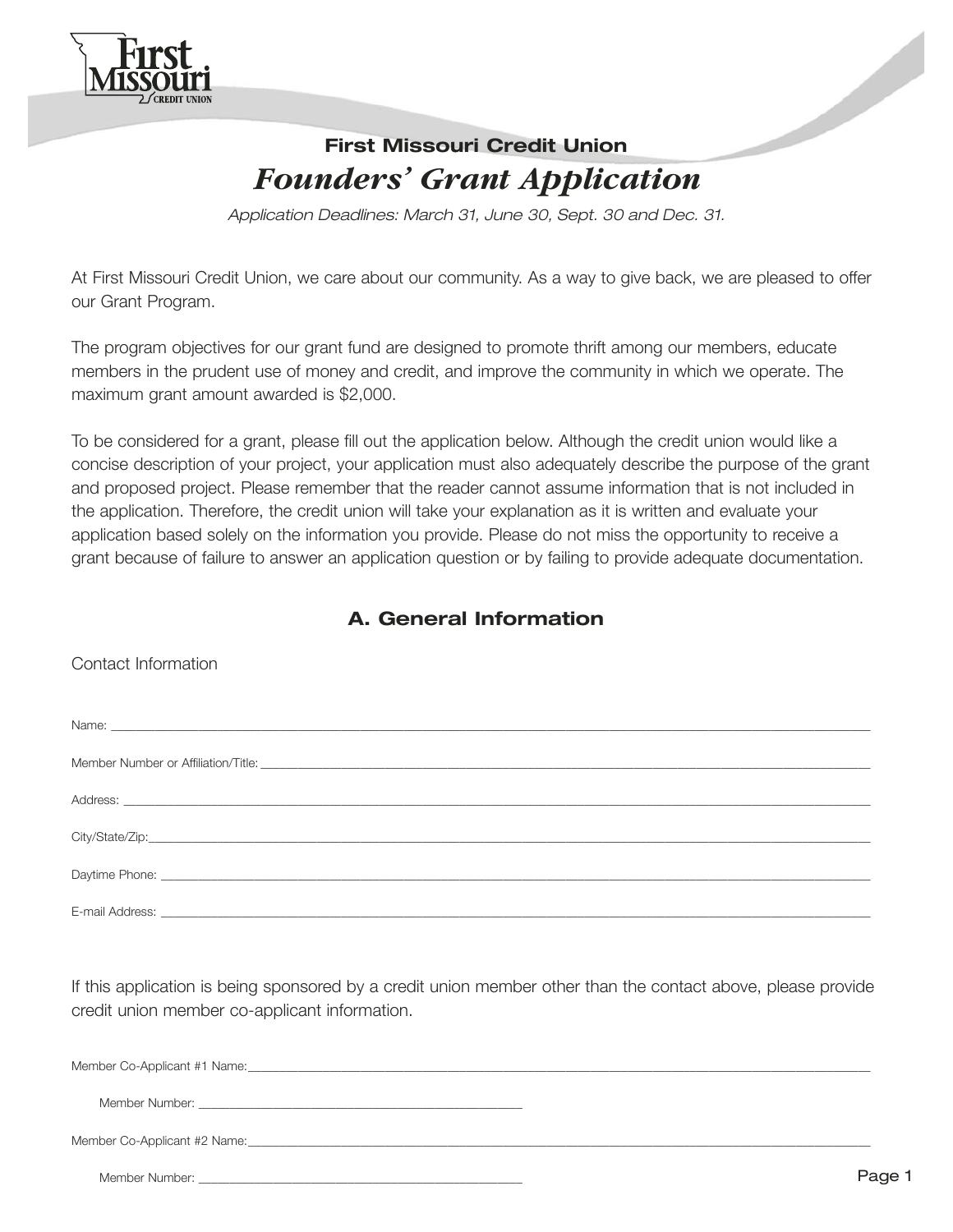**First Missouri Credit Union**

# *Founders' Grant Application*

*Application Deadlines: March 31, June 30, Sept. 30 and Dec. 31.*

At First Missouri Credit Union, we care about our community. As a way to give back, we are pleased to offer our Grant Program.

The program objectives for our grant fund are designed to promote thrift among our members, educate members in the prudent use of money and credit, and improve the community in which we operate. The maximum grant amount awarded is $2,000.

To be considered for a grant, please fill out the application below. Although the credit union would like a concise description of your project, your application must also adequately describe the purpose of the grant and proposed project. Please remember that the reader cannot assume information that is not included in the application. Therefore, the credit union will take your explanation as it is written and evaluate your application based solely on the information you provide. Please do not miss the opportunity to receive a grant because of failure to answer an application question or by failing to provide adequate documentation.

## A. General Information

Contact Information

Name: ____________________________________________

Member Number or Affiliation/Title: ____________________________________________

Address: ____________________________________________

City/State/Zip: ____________________________________________

Daytime Phone: ____________________________________________

E-mail Address: ____________________________________________

If this application is being sponsored by a credit union member other than the contact above, please provide credit union member co-applicant information.

Member Co-Applicant #1 Name: ____________________________________________

Member Number: ______________________________

Member Co-Applicant #2 Name: ____________________________________________

Member Number: ______________________________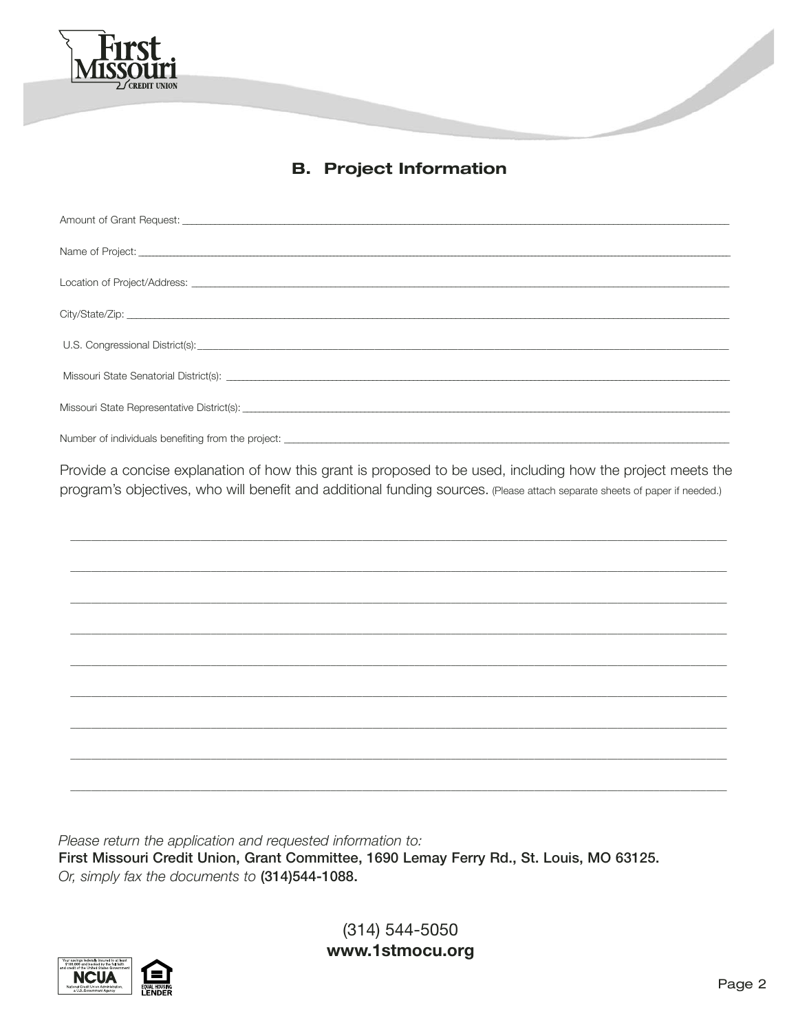## B. Project Information

Amount of Grant Request: \_\_\_\_\_\_\_\_\_\_\_\_\_\_\_\_\_\_\_\_\_\_\_\_\_\_\_\_\_\_\_\_\_\_\_\_\_\_\_\_

Name of Project: \_\_\_\_\_\_\_\_\_\_\_\_\_\_\_\_\_\_\_\_\_\_\_\_\_\_\_\_\_\_\_\_\_\_\_\_\_\_\_\_

Location of Project/Address: \_\_\_\_\_\_\_\_\_\_\_\_\_\_\_\_\_\_\_\_\_\_\_\_\_\_\_\_\_\_\_\_\_\_\_\_\_\_\_\_

City/State/Zip: \_\_\_\_\_\_\_\_\_\_\_\_\_\_\_\_\_\_\_\_\_\_\_\_\_\_\_\_\_\_\_\_\_\_\_\_\_\_\_\_

U.S. Congressional District(s): \_\_\_\_\_\_\_\_\_\_\_\_\_\_\_\_\_\_\_\_\_\_\_\_\_\_\_\_\_\_\_\_\_\_\_\_\_\_\_\_

Missouri State Senatorial District(s): \_\_\_\_\_\_\_\_\_\_\_\_\_\_\_\_\_\_\_\_\_\_\_\_\_\_\_\_\_\_\_\_\_\_\_\_\_\_\_\_

Missouri State Representative District(s): \_\_\_\_\_\_\_\_\_\_\_\_\_\_\_\_\_\_\_\_\_\_\_\_\_\_\_\_\_\_\_\_\_\_\_\_\_\_\_\_

Number of individuals benefiting from the project: \_\_\_\_\_\_\_\_\_\_\_\_\_\_\_\_\_\_\_\_\_\_\_\_\_\_\_\_\_\_\_\_\_\_\_\_\_\_\_\_

Provide a concise explanation of how this grant is proposed to be used, including how the project meets the program's objectives, who will benefit and additional funding sources. (Please attach separate sheets of paper if needed.)

\_\_\_\_\_\_\_\_\_\_\_\_\_\_\_\_\_\_\_\_\_\_\_\_\_\_\_\_\_\_\_\_\_\_\_\_\_\_\_\_\_\_\_\_\_\_\_\_\_\_\_\_\_\_\_\_\_\_\_\_\_\_\_\_\_\_\_\_\_\_\_\_\_\_\_\_\_\_

\_\_\_\_\_\_\_\_\_\_\_\_\_\_\_\_\_\_\_\_\_\_\_\_\_\_\_\_\_\_\_\_\_\_\_\_\_\_\_\_\_\_\_\_\_\_\_\_\_\_\_\_\_\_\_\_\_\_\_\_\_\_\_\_\_\_\_\_\_\_\_\_\_\_\_\_\_\_

\_\_\_\_\_\_\_\_\_\_\_\_\_\_\_\_\_\_\_\_\_\_\_\_\_\_\_\_\_\_\_\_\_\_\_\_\_\_\_\_\_\_\_\_\_\_\_\_\_\_\_\_\_\_\_\_\_\_\_\_\_\_\_\_\_\_\_\_\_\_\_\_\_\_\_\_\_\_

\_\_\_\_\_\_\_\_\_\_\_\_\_\_\_\_\_\_\_\_\_\_\_\_\_\_\_\_\_\_\_\_\_\_\_\_\_\_\_\_\_\_\_\_\_\_\_\_\_\_\_\_\_\_\_\_\_\_\_\_\_\_\_\_\_\_\_\_\_\_\_\_\_\_\_\_\_\_

\_\_\_\_\_\_\_\_\_\_\_\_\_\_\_\_\_\_\_\_\_\_\_\_\_\_\_\_\_\_\_\_\_\_\_\_\_\_\_\_\_\_\_\_\_\_\_\_\_\_\_\_\_\_\_\_\_\_\_\_\_\_\_\_\_\_\_\_\_\_\_\_\_\_\_\_\_\_

\_\_\_\_\_\_\_\_\_\_\_\_\_\_\_\_\_\_\_\_\_\_\_\_\_\_\_\_\_\_\_\_\_\_\_\_\_\_\_\_\_\_\_\_\_\_\_\_\_\_\_\_\_\_\_\_\_\_\_\_\_\_\_\_\_\_\_\_\_\_\_\_\_\_\_\_\_\_

\_\_\_\_\_\_\_\_\_\_\_\_\_\_\_\_\_\_\_\_\_\_\_\_\_\_\_\_\_\_\_\_\_\_\_\_\_\_\_\_\_\_\_\_\_\_\_\_\_\_\_\_\_\_\_\_\_\_\_\_\_\_\_\_\_\_\_\_\_\_\_\_\_\_\_\_\_\_

\_\_\_\_\_\_\_\_\_\_\_\_\_\_\_\_\_\_\_\_\_\_\_\_\_\_\_\_\_\_\_\_\_\_\_\_\_\_\_\_\_\_\_\_\_\_\_\_\_\_\_\_\_\_\_\_\_\_\_\_\_\_\_\_\_\_\_\_\_\_\_\_\_\_\_\_\_\_

\_\_\_\_\_\_\_\_\_\_\_\_\_\_\_\_\_\_\_\_\_\_\_\_\_\_\_\_\_\_\_\_\_\_\_\_\_\_\_\_\_\_\_\_\_\_\_\_\_\_\_\_\_\_\_\_\_\_\_\_\_\_\_\_\_\_\_\_\_\_\_\_\_\_\_\_\_\_

*Please return the application and requested information to:*
**First Missouri Credit Union, Grant Committee, 1690 Lemay Ferry Rd., St. Louis, MO 63125.**
*Or, simply fax the documents to* **(314)544-1088.**

(314) 544-5050
**www.1stmocu.org**